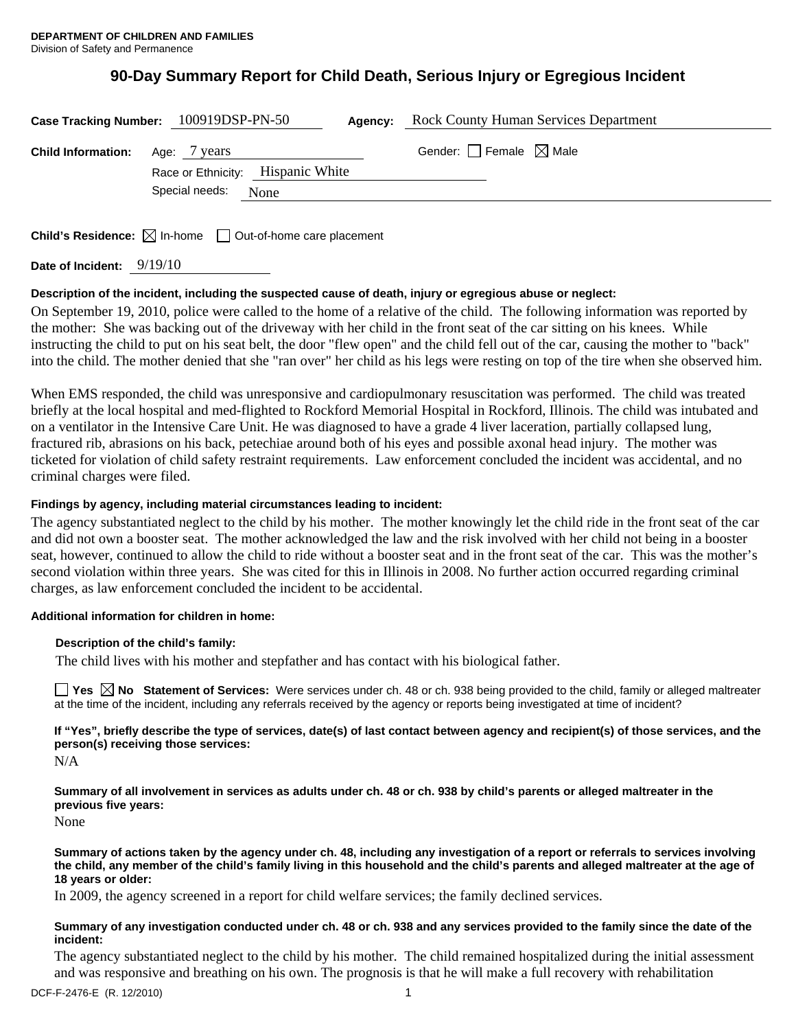**DEPARTMENT OF CHILDREN AND FAMILIES**
Division of Safety and Permanence

# 90-Day Summary Report for Child Death, Serious Injury or Egregious Incident

**Case Tracking Number:** 100919DSP-PN-50 **Agency:** Rock County Human Services Department

**Child Information:** Age: 7 years Gender: ☐ Female ☒ Male

Race or Ethnicity: Hispanic White

Special needs: None

**Child's Residence:** ☒ In-home ☐ Out-of-home care placement

**Date of Incident:** 9/19/10

**Description of the incident, including the suspected cause of death, injury or egregious abuse or neglect:**

On September 19, 2010, police were called to the home of a relative of the child. The following information was reported by the mother: She was backing out of the driveway with her child in the front seat of the car sitting on his knees. While instructing the child to put on his seat belt, the door "flew open" and the child fell out of the car, causing the mother to "back" into the child. The mother denied that she "ran over" her child as his legs were resting on top of the tire when she observed him.

When EMS responded, the child was unresponsive and cardiopulmonary resuscitation was performed. The child was treated briefly at the local hospital and med-flighted to Rockford Memorial Hospital in Rockford, Illinois. The child was intubated and on a ventilator in the Intensive Care Unit. He was diagnosed to have a grade 4 liver laceration, partially collapsed lung, fractured rib, abrasions on his back, petechiae around both of his eyes and possible axonal head injury. The mother was ticketed for violation of child safety restraint requirements. Law enforcement concluded the incident was accidental, and no criminal charges were filed.

**Findings by agency, including material circumstances leading to incident:**

The agency substantiated neglect to the child by his mother. The mother knowingly let the child ride in the front seat of the car and did not own a booster seat. The mother acknowledged the law and the risk involved with her child not being in a booster seat, however, continued to allow the child to ride without a booster seat and in the front seat of the car. This was the mother's second violation within three years. She was cited for this in Illinois in 2008. No further action occurred regarding criminal charges, as law enforcement concluded the incident to be accidental.

**Additional information for children in home:**

**Description of the child's family:**

The child lives with his mother and stepfather and has contact with his biological father.

☐ Yes ☒ No **Statement of Services:** Were services under ch. 48 or ch. 938 being provided to the child, family or alleged maltreater at the time of the incident, including any referrals received by the agency or reports being investigated at time of incident?

**If "Yes", briefly describe the type of services, date(s) of last contact between agency and recipient(s) of those services, and the person(s) receiving those services:**

N/A

**Summary of all involvement in services as adults under ch. 48 or ch. 938 by child's parents or alleged maltreater in the previous five years:**

None

**Summary of actions taken by the agency under ch. 48, including any investigation of a report or referrals to services involving the child, any member of the child's family living in this household and the child's parents and alleged maltreater at the age of 18 years or older:**

In 2009, the agency screened in a report for child welfare services; the family declined services.

**Summary of any investigation conducted under ch. 48 or ch. 938 and any services provided to the family since the date of the incident:**

The agency substantiated neglect to the child by his mother. The child remained hospitalized during the initial assessment and was responsive and breathing on his own. The prognosis is that he will make a full recovery with rehabilitation

DCF-F-2476-E (R. 12/2010)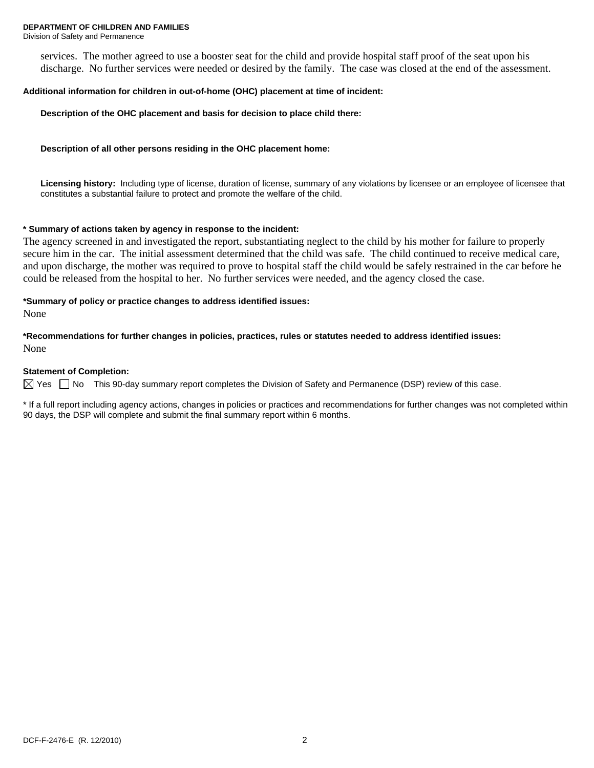services. The mother agreed to use a booster seat for the child and provide hospital staff proof of the seat upon his discharge. No further services were needed or desired by the family. The case was closed at the end of the assessment.

**Additional information for children in out-of-home (OHC) placement at time of incident:**

**Description of the OHC placement and basis for decision to place child there:**

**Description of all other persons residing in the OHC placement home:**

**Licensing history:** Including type of license, duration of license, summary of any violations by licensee or an employee of licensee that constitutes a substantial failure to protect and promote the welfare of the child.

**\* Summary of actions taken by agency in response to the incident:**

The agency screened in and investigated the report, substantiating neglect to the child by his mother for failure to properly secure him in the car. The initial assessment determined that the child was safe. The child continued to receive medical care, and upon discharge, the mother was required to prove to hospital staff the child would be safely restrained in the car before he could be released from the hospital to her. No further services were needed, and the agency closed the case.

**\*Summary of policy or practice changes to address identified issues:**

None

**\*Recommendations for further changes in policies, practices, rules or statutes needed to address identified issues:**

None

**Statement of Completion:**

☒ Yes ☐ No This 90-day summary report completes the Division of Safety and Permanence (DSP) review of this case.

\* If a full report including agency actions, changes in policies or practices and recommendations for further changes was not completed within 90 days, the DSP will complete and submit the final summary report within 6 months.